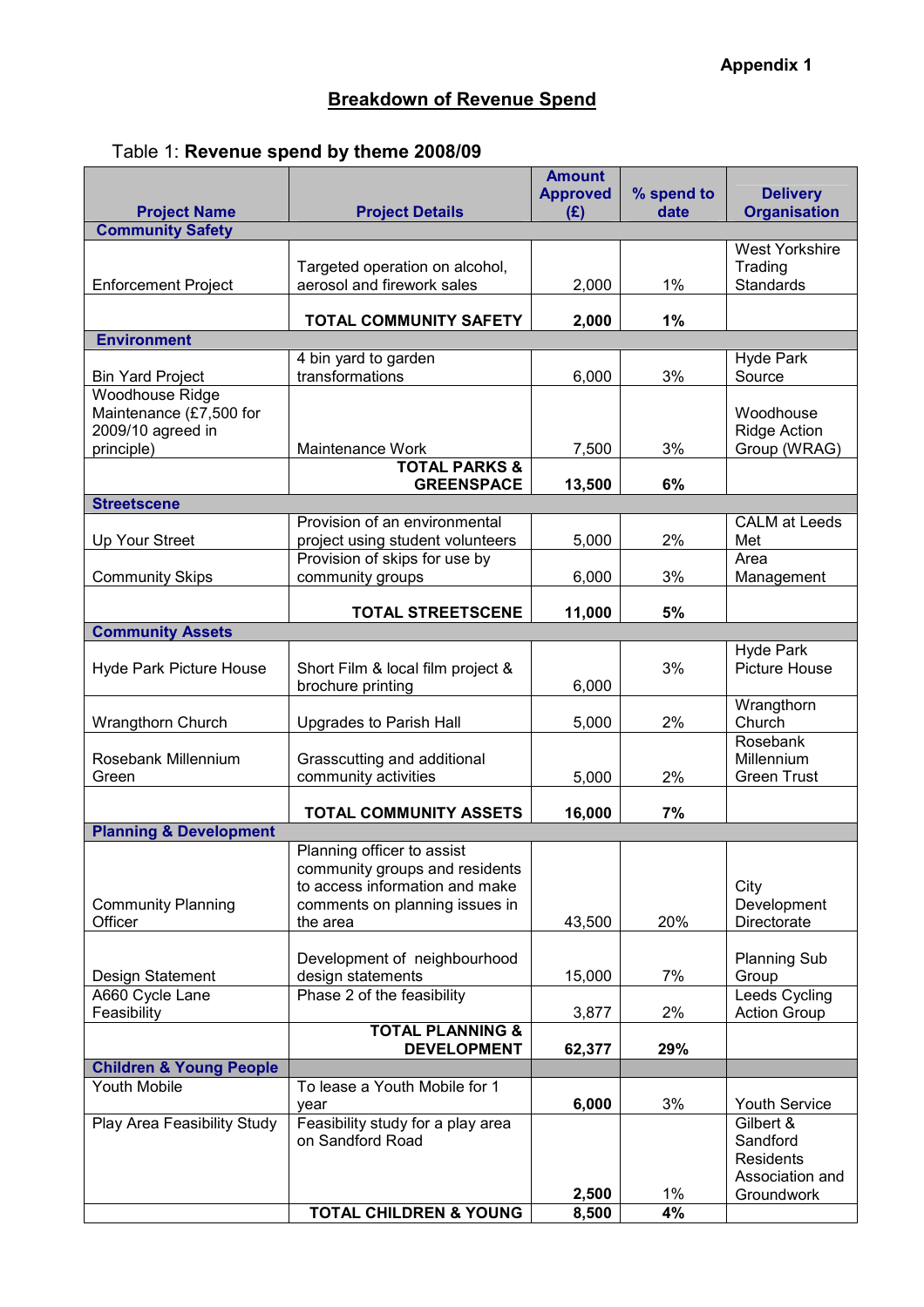**Appendix 1**

## Breakdown of Revenue Spend

Table 1: **Revenue spend by theme 2008/09**

| Project Name | Project Details | Amount Approved (£) | % spend to date | Delivery Organisation |
|---|---|---|---|---|
| **Community Safety** | | | | |
| Enforcement Project | Targeted operation on alcohol, aerosol and firework sales | 2,000 | 1% | West Yorkshire Trading Standards |
| | **TOTAL COMMUNITY SAFETY** | **2,000** | **1%** | |
| **Environment** | | | | |
| Bin Yard Project | 4 bin yard to garden transformations | 6,000 | 3% | Hyde Park Source |
| Woodhouse Ridge Maintenance (£7,500 for 2009/10 agreed in principle) | Maintenance Work | 7,500 | 3% | Woodhouse Ridge Action Group (WRAG) |
| | **TOTAL PARKS & GREENSPACE** | **13,500** | **6%** | |
| **Streetscene** | | | | |
| Up Your Street | Provision of an environmental project using student volunteers | 5,000 | 2% | CALM at Leeds Met |
| Community Skips | Provision of skips for use by community groups | 6,000 | 3% | Area Management |
| | **TOTAL STREETSCENE** | **11,000** | **5%** | |
| **Community Assets** | | | | |
| Hyde Park Picture House | Short Film & local film project & brochure printing | 6,000 | 3% | Hyde Park Picture House |
| Wrangthorn Church | Upgrades to Parish Hall | 5,000 | 2% | Wrangthorn Church |
| Rosebank Millennium Green | Grasscutting and additional community activities | 5,000 | 2% | Rosebank Millennium Green Trust |
| | **TOTAL COMMUNITY ASSETS** | **16,000** | **7%** | |
| **Planning & Development** | | | | |
| Community Planning Officer | Planning officer to assist community groups and residents to access information and make comments on planning issues in the area | 43,500 | 20% | City Development Directorate |
| Design Statement | Development of neighbourhood design statements | 15,000 | 7% | Planning Sub Group |
| A660 Cycle Lane Feasibility | Phase 2 of the feasibility | 3,877 | 2% | Leeds Cycling Action Group |
| | **TOTAL PLANNING & DEVELOPMENT** | **62,377** | **29%** | |
| **Children & Young People** | | | | |
| Youth Mobile | To lease a Youth Mobile for 1 year | **6,000** | 3% | Youth Service |
| Play Area Feasibility Study | Feasibility study for a play area on Sandford Road | **2,500** | 1% | Gilbert & Sandford Residents Association and Groundwork |
| | **TOTAL CHILDREN & YOUNG** | **8,500** | **4%** | |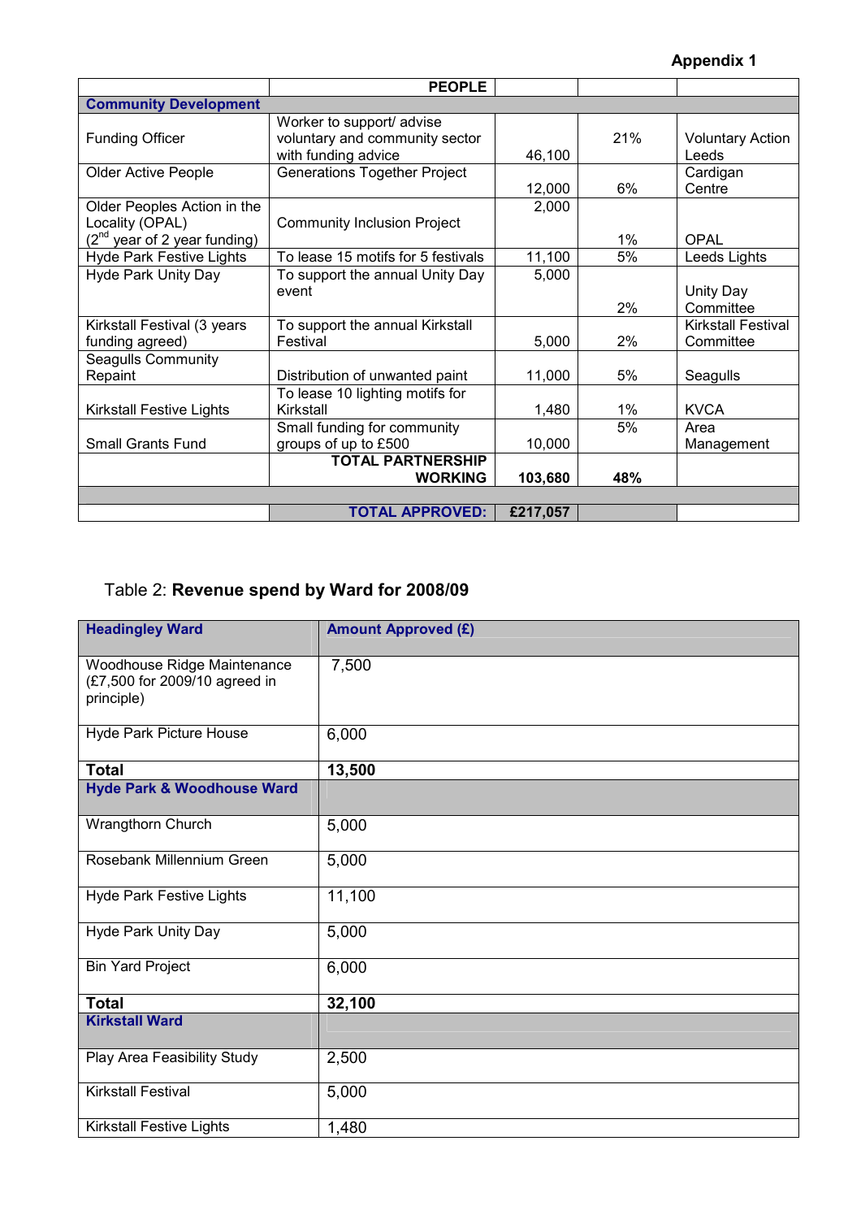**Appendix 1**

| | PEOPLE | | | |
|---|---|---|---|---|
| **Community Development** | | | | |
| Funding Officer | Worker to support/ advise voluntary and community sector with funding advice | 46,100 | 21% | Voluntary Action Leeds |
| Older Active People | Generations Together Project | 12,000 | 6% | Cardigan Centre |
| Older Peoples Action in the Locality (OPAL) (2nd year of 2 year funding) | Community Inclusion Project | 2,000 | 1% | OPAL |
| Hyde Park Festive Lights | To lease 15 motifs for 5 festivals | 11,100 | 5% | Leeds Lights |
| Hyde Park Unity Day | To support the annual Unity Day event | 5,000 | 2% | Unity Day Committee |
| Kirkstall Festival (3 years funding agreed) | To support the annual Kirkstall Festival | 5,000 | 2% | Kirkstall Festival Committee |
| Seagulls Community Repaint | Distribution of unwanted paint | 11,000 | 5% | Seagulls |
| Kirkstall Festive Lights | To lease 10 lighting motifs for Kirkstall | 1,480 | 1% | KVCA |
| Small Grants Fund | Small funding for community groups of up to £500 | 10,000 | 5% | Area Management |
| | **TOTAL PARTNERSHIP WORKING** | **103,680** | **48%** | |
| | | | | |
| | **TOTAL APPROVED:** | **£217,057** | | |

Table 2: **Revenue spend by Ward for 2008/09**

| **Headingley Ward** | **Amount Approved (£)** |
|---|---|
| Woodhouse Ridge Maintenance (£7,500 for 2009/10 agreed in principle) | 7,500 |
| Hyde Park Picture House | 6,000 |
| **Total** | **13,500** |
| **Hyde Park & Woodhouse Ward** | |
| Wrangthorn Church | 5,000 |
| Rosebank Millennium Green | 5,000 |
| Hyde Park Festive Lights | 11,100 |
| Hyde Park Unity Day | 5,000 |
| Bin Yard Project | 6,000 |
| **Total** | **32,100** |
| **Kirkstall Ward** | |
| Play Area Feasibility Study | 2,500 |
| Kirkstall Festival | 5,000 |
| Kirkstall Festive Lights | 1,480 |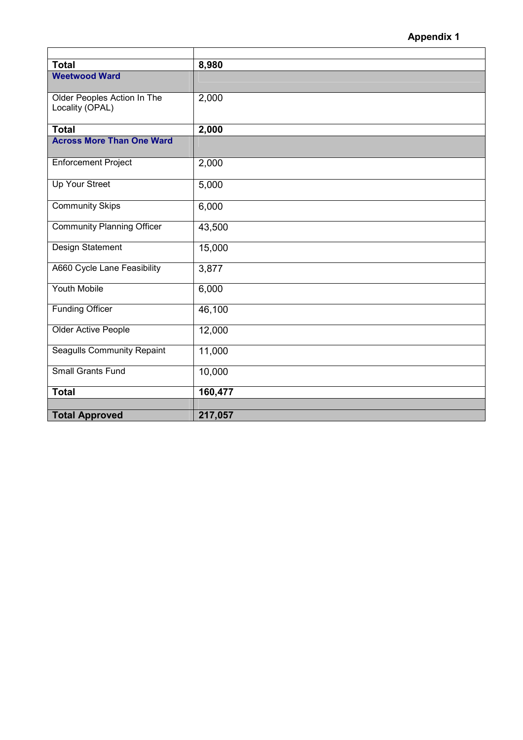**Appendix 1**

| | |
|---|---|
| **Total** | **8,980** |
| **Weetwood Ward** | |
| Older Peoples Action In The Locality (OPAL) | 2,000 |
| **Total** | **2,000** |
| **Across More Than One Ward** | |
| Enforcement Project | 2,000 |
| Up Your Street | 5,000 |
| Community Skips | 6,000 |
| Community Planning Officer | 43,500 |
| Design Statement | 15,000 |
| A660 Cycle Lane Feasibility | 3,877 |
| Youth Mobile | 6,000 |
| Funding Officer | 46,100 |
| Older Active People | 12,000 |
| Seagulls Community Repaint | 11,000 |
| Small Grants Fund | 10,000 |
| **Total** | **160,477** |
| | |
| **Total Approved** | **217,057** |